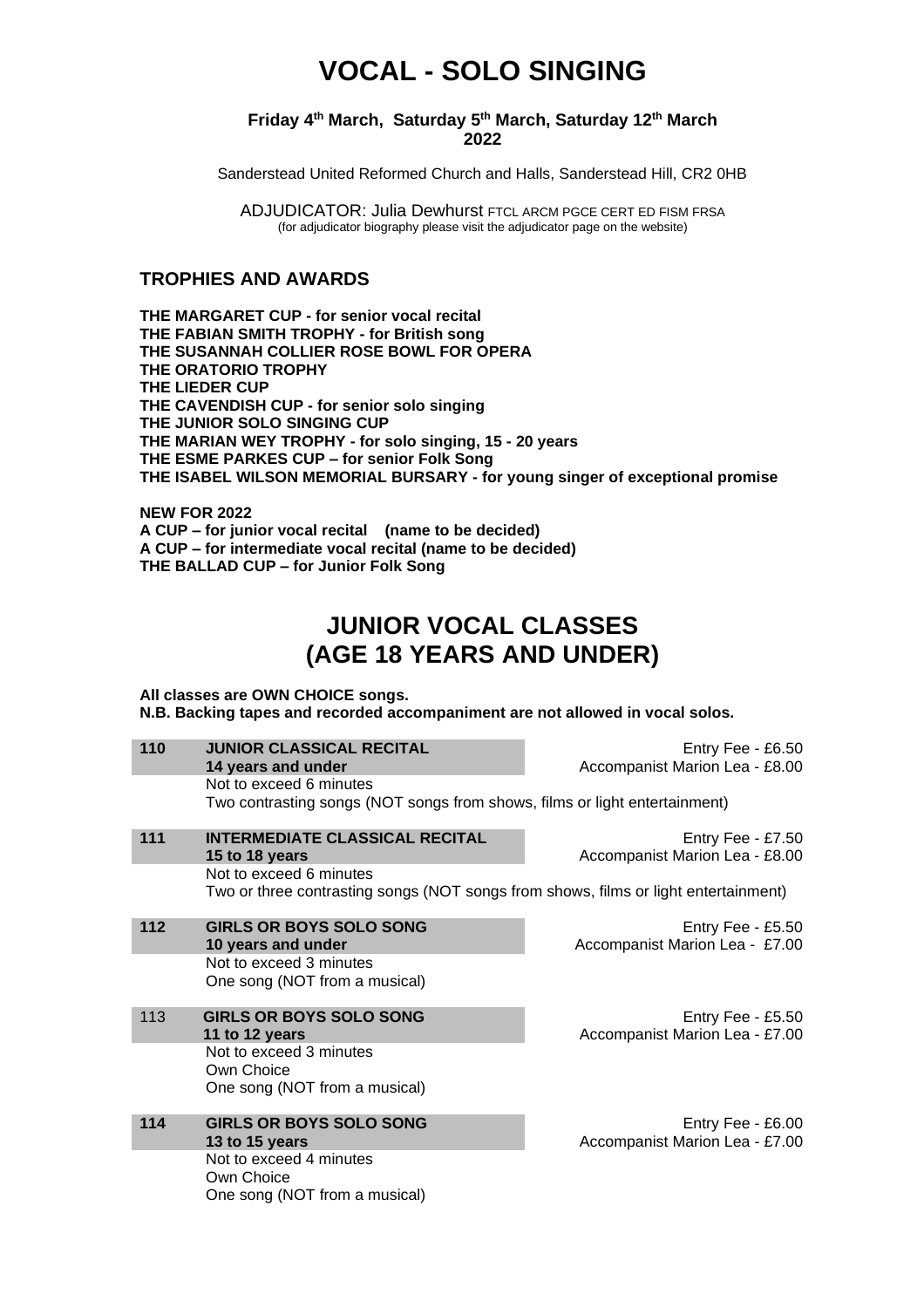# VOCAL - SOLO SINGING

**Friday 4th March, Saturday 5th March, Saturday 12th March 2022**

Sanderstead United Reformed Church and Halls, Sanderstead Hill, CR2 0HB

ADJUDICATOR: Julia Dewhurst FTCL ARCM PGCE CERT ED FISM FRSA
(for adjudicator biography please visit the adjudicator page on the website)

## TROPHIES AND AWARDS

**THE MARGARET CUP - for senior vocal recital**
**THE FABIAN SMITH TROPHY - for British song**
**THE SUSANNAH COLLIER ROSE BOWL FOR OPERA**
**THE ORATORIO TROPHY**
**THE LIEDER CUP**
**THE CAVENDISH CUP - for senior solo singing**
**THE JUNIOR SOLO SINGING CUP**
**THE MARIAN WEY TROPHY - for solo singing, 15 - 20 years**
**THE ESME PARKES CUP – for senior Folk Song**
**THE ISABEL WILSON MEMORIAL BURSARY - for young singer of exceptional promise**

**NEW FOR 2022**
**A CUP – for junior vocal recital (name to be decided)**
**A CUP – for intermediate vocal recital (name to be decided)**
**THE BALLAD CUP – for Junior Folk Song**

# JUNIOR VOCAL CLASSES (AGE 18 YEARS AND UNDER)

**All classes are OWN CHOICE songs.**
**N.B. Backing tapes and recorded accompaniment are not allowed in vocal solos.**

**110 JUNIOR CLASSICAL RECITAL**
**14 years and under**
Entry Fee - £6.50
Accompanist Marion Lea - £8.00
Not to exceed 6 minutes
Two contrasting songs (NOT songs from shows, films or light entertainment)

**111 INTERMEDIATE CLASSICAL RECITAL**
**15 to 18 years**
Entry Fee - £7.50
Accompanist Marion Lea - £8.00
Not to exceed 6 minutes
Two or three contrasting songs (NOT songs from shows, films or light entertainment)

**112 GIRLS OR BOYS SOLO SONG**
**10 years and under**
Entry Fee - £5.50
Accompanist Marion Lea - £7.00
Not to exceed 3 minutes
One song (NOT from a musical)

**113 GIRLS OR BOYS SOLO SONG**
**11 to 12 years**
Entry Fee - £5.50
Accompanist Marion Lea - £7.00
Not to exceed 3 minutes
Own Choice
One song (NOT from a musical)

**114 GIRLS OR BOYS SOLO SONG**
**13 to 15 years**
Entry Fee - £6.00
Accompanist Marion Lea - £7.00
Not to exceed 4 minutes
Own Choice
One song (NOT from a musical)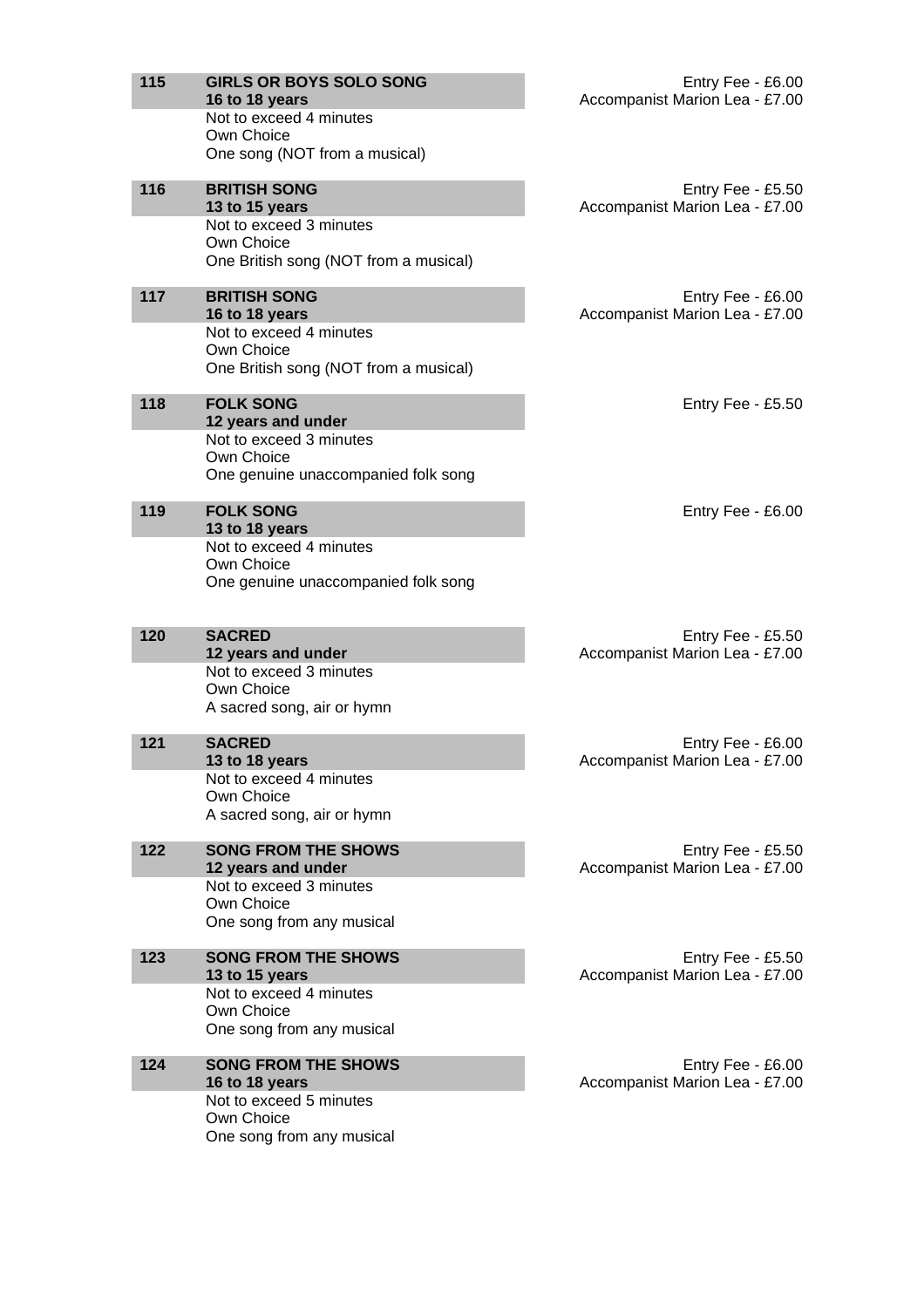**115** **GIRLS OR BOYS SOLO SONG**
**16 to 18 years**
Not to exceed 4 minutes
Own Choice
One song (NOT from a musical)

Entry Fee - £6.00
Accompanist Marion Lea - £7.00

**116** **BRITISH SONG**
**13 to 15 years**
Not to exceed 3 minutes
Own Choice
One British song (NOT from a musical)

Entry Fee - £5.50
Accompanist Marion Lea - £7.00

**117** **BRITISH SONG**
**16 to 18 years**
Not to exceed 4 minutes
Own Choice
One British song (NOT from a musical)

Entry Fee - £6.00
Accompanist Marion Lea - £7.00

**118** **FOLK SONG**
**12 years and under**
Not to exceed 3 minutes
Own Choice
One genuine unaccompanied folk song

Entry Fee - £5.50

**119** **FOLK SONG**
**13 to 18 years**
Not to exceed 4 minutes
Own Choice
One genuine unaccompanied folk song

Entry Fee - £6.00

**120** **SACRED**
**12 years and under**
Not to exceed 3 minutes
Own Choice
A sacred song, air or hymn

Entry Fee - £5.50
Accompanist Marion Lea - £7.00

**121** **SACRED**
**13 to 18 years**
Not to exceed 4 minutes
Own Choice
A sacred song, air or hymn

Entry Fee - £6.00
Accompanist Marion Lea - £7.00

**122** **SONG FROM THE SHOWS**
**12 years and under**
Not to exceed 3 minutes
Own Choice
One song from any musical

Entry Fee - £5.50
Accompanist Marion Lea - £7.00

**123** **SONG FROM THE SHOWS**
**13 to 15 years**
Not to exceed 4 minutes
Own Choice
One song from any musical

Entry Fee - £5.50
Accompanist Marion Lea - £7.00

**124** **SONG FROM THE SHOWS**
**16 to 18 years**
Not to exceed 5 minutes
Own Choice
One song from any musical

Entry Fee - £6.00
Accompanist Marion Lea - £7.00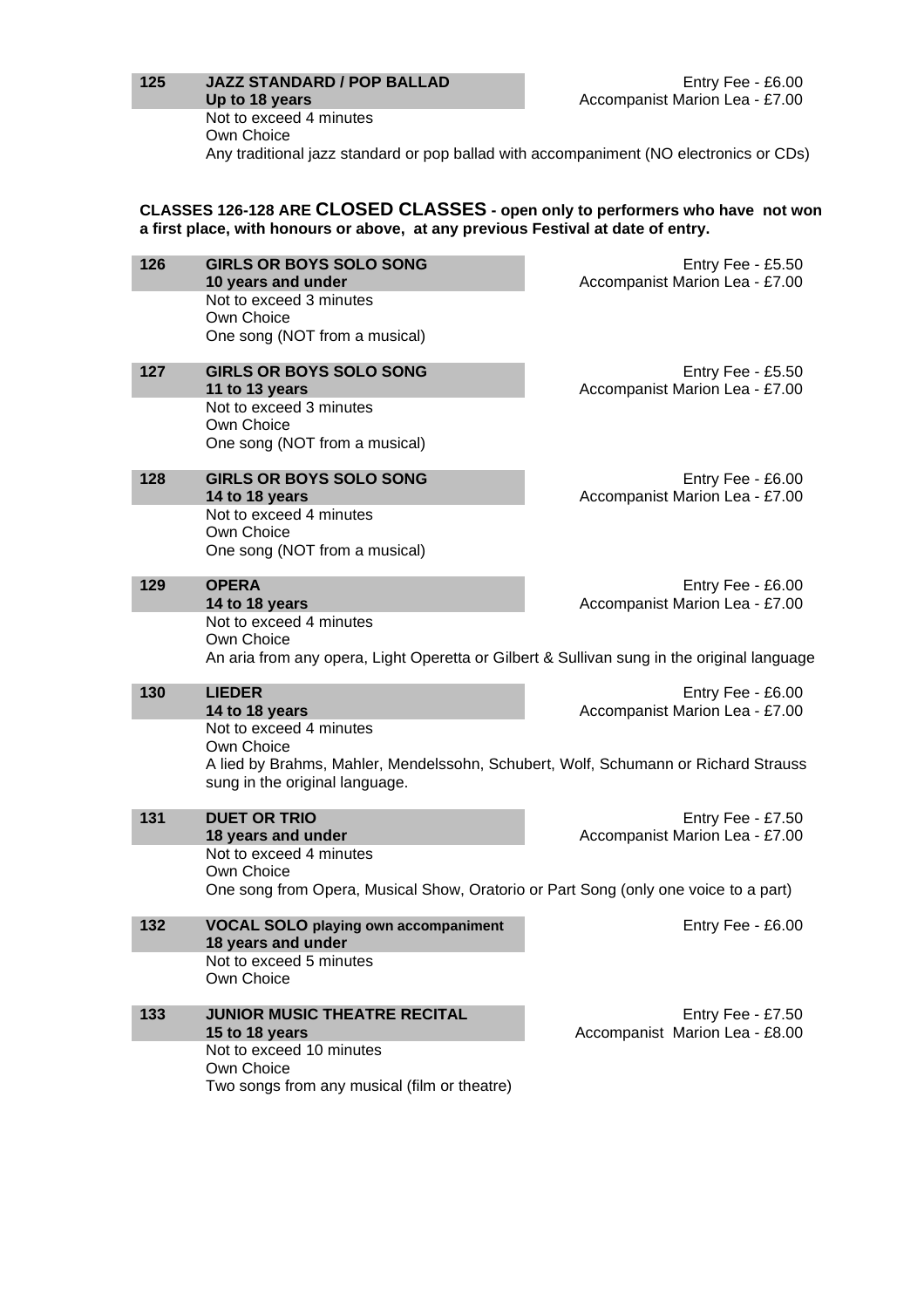**125 JAZZ STANDARD / POP BALLAD**
**Up to 18 years**

Entry Fee - £6.00
Accompanist Marion Lea - £7.00

Not to exceed 4 minutes
Own Choice
Any traditional jazz standard or pop ballad with accompaniment (NO electronics or CDs)

**CLASSES 126-128 ARE CLOSED CLASSES - open only to performers who have not won a first place, with honours or above, at any previous Festival at date of entry.**

**126 GIRLS OR BOYS SOLO SONG**
**10 years and under**

Entry Fee - £5.50
Accompanist Marion Lea - £7.00

Not to exceed 3 minutes
Own Choice
One song (NOT from a musical)

**127 GIRLS OR BOYS SOLO SONG**
**11 to 13 years**

Entry Fee - £5.50
Accompanist Marion Lea - £7.00

Not to exceed 3 minutes
Own Choice
One song (NOT from a musical)

**128 GIRLS OR BOYS SOLO SONG**
**14 to 18 years**

Entry Fee - £6.00
Accompanist Marion Lea - £7.00

Not to exceed 4 minutes
Own Choice
One song (NOT from a musical)

**129 OPERA**
**14 to 18 years**

Entry Fee - £6.00
Accompanist Marion Lea - £7.00

Not to exceed 4 minutes
Own Choice
An aria from any opera, Light Operetta or Gilbert & Sullivan sung in the original language

**130 LIEDER**
**14 to 18 years**

Entry Fee - £6.00
Accompanist Marion Lea - £7.00

Not to exceed 4 minutes
Own Choice
A lied by Brahms, Mahler, Mendelssohn, Schubert, Wolf, Schumann or Richard Strauss sung in the original language.

**131 DUET OR TRIO**
**18 years and under**

Entry Fee - £7.50
Accompanist Marion Lea - £7.00

Not to exceed 4 minutes
Own Choice
One song from Opera, Musical Show, Oratorio or Part Song (only one voice to a part)

**132 VOCAL SOLO playing own accompaniment**
**18 years and under**

Entry Fee - £6.00

Not to exceed 5 minutes
Own Choice

**133 JUNIOR MUSIC THEATRE RECITAL**
**15 to 18 years**

Entry Fee - £7.50
Accompanist Marion Lea - £8.00

Not to exceed 10 minutes
Own Choice
Two songs from any musical (film or theatre)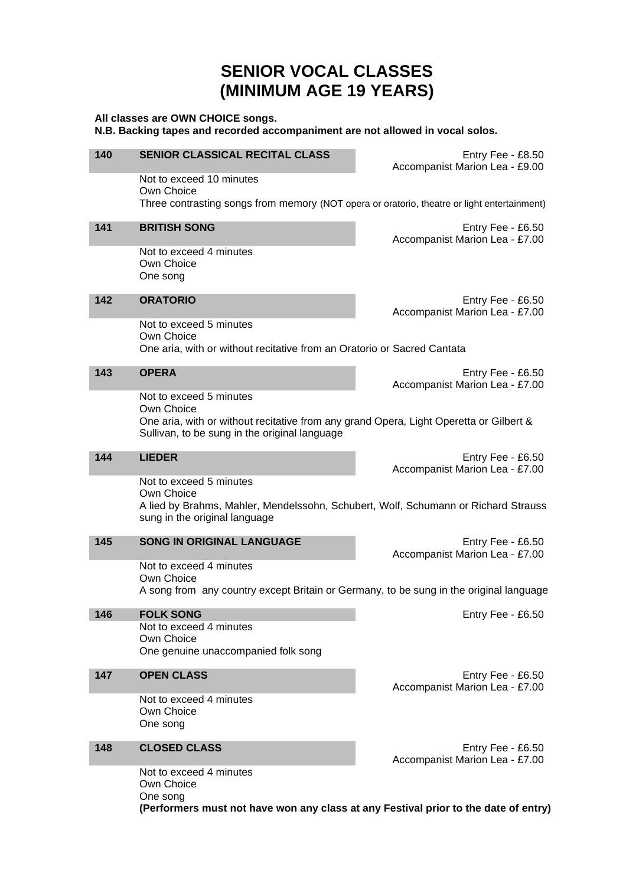# SENIOR VOCAL CLASSES
# (MINIMUM AGE 19 YEARS)

**All classes are OWN CHOICE songs.**
**N.B. Backing tapes and recorded accompaniment are not allowed in vocal solos.**

### 140 SENIOR CLASSICAL RECITAL CLASS

Entry Fee - £8.50
Accompanist Marion Lea - £9.00

Not to exceed 10 minutes
Own Choice
Three contrasting songs from memory (NOT opera or oratorio, theatre or light entertainment)

### 141 BRITISH SONG

Entry Fee - £6.50
Accompanist Marion Lea - £7.00

Not to exceed 4 minutes
Own Choice
One song

### 142 ORATORIO

Entry Fee - £6.50
Accompanist Marion Lea - £7.00

Not to exceed 5 minutes
Own Choice
One aria, with or without recitative from an Oratorio or Sacred Cantata

### 143 OPERA

Entry Fee - £6.50
Accompanist Marion Lea - £7.00

Not to exceed 5 minutes
Own Choice
One aria, with or without recitative from any grand Opera, Light Operetta or Gilbert & Sullivan, to be sung in the original language

### 144 LIEDER

Entry Fee - £6.50
Accompanist Marion Lea - £7.00

Not to exceed 5 minutes
Own Choice
A lied by Brahms, Mahler, Mendelssohn, Schubert, Wolf, Schumann or Richard Strauss sung in the original language

### 145 SONG IN ORIGINAL LANGUAGE

Entry Fee - £6.50
Accompanist Marion Lea - £7.00

Not to exceed 4 minutes
Own Choice
A song from any country except Britain or Germany, to be sung in the original language

### 146 FOLK SONG

Entry Fee - £6.50

Not to exceed 4 minutes
Own Choice
One genuine unaccompanied folk song

### 147 OPEN CLASS

Entry Fee - £6.50
Accompanist Marion Lea - £7.00

Not to exceed 4 minutes
Own Choice
One song

### 148 CLOSED CLASS

Entry Fee - £6.50
Accompanist Marion Lea - £7.00

Not to exceed 4 minutes
Own Choice
One song
**(Performers must not have won any class at any Festival prior to the date of entry)**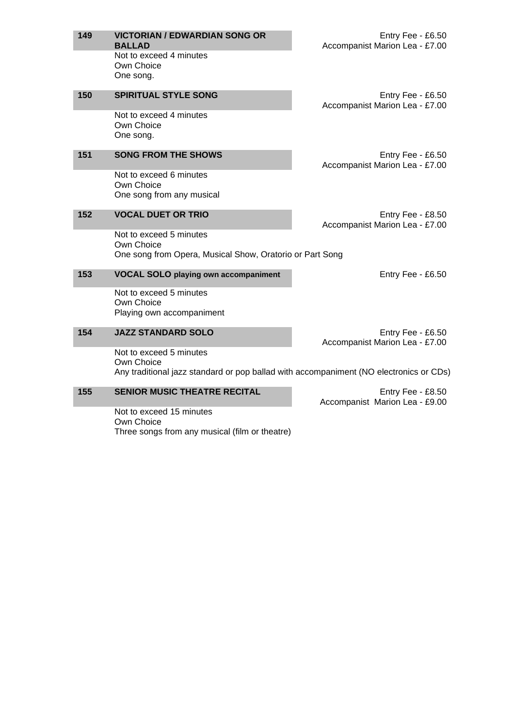**149 VICTORIAN / EDWARDIAN SONG OR BALLAD**

Entry Fee - £6.50
Accompanist Marion Lea - £7.00

Not to exceed 4 minutes
Own Choice
One song.

**150 SPIRITUAL STYLE SONG**

Entry Fee - £6.50
Accompanist Marion Lea - £7.00

Not to exceed 4 minutes
Own Choice
One song.

**151 SONG FROM THE SHOWS**

Entry Fee - £6.50
Accompanist Marion Lea - £7.00

Not to exceed 6 minutes
Own Choice
One song from any musical

**152 VOCAL DUET OR TRIO**

Entry Fee - £8.50
Accompanist Marion Lea - £7.00

Not to exceed 5 minutes
Own Choice
One song from Opera, Musical Show, Oratorio or Part Song

**153 VOCAL SOLO playing own accompaniment**

Entry Fee - £6.50

Not to exceed 5 minutes
Own Choice
Playing own accompaniment

**154 JAZZ STANDARD SOLO**

Entry Fee - £6.50
Accompanist Marion Lea - £7.00

Not to exceed 5 minutes
Own Choice
Any traditional jazz standard or pop ballad with accompaniment (NO electronics or CDs)

**155 SENIOR MUSIC THEATRE RECITAL**

Entry Fee - £8.50
Accompanist Marion Lea - £9.00

Not to exceed 15 minutes
Own Choice
Three songs from any musical (film or theatre)